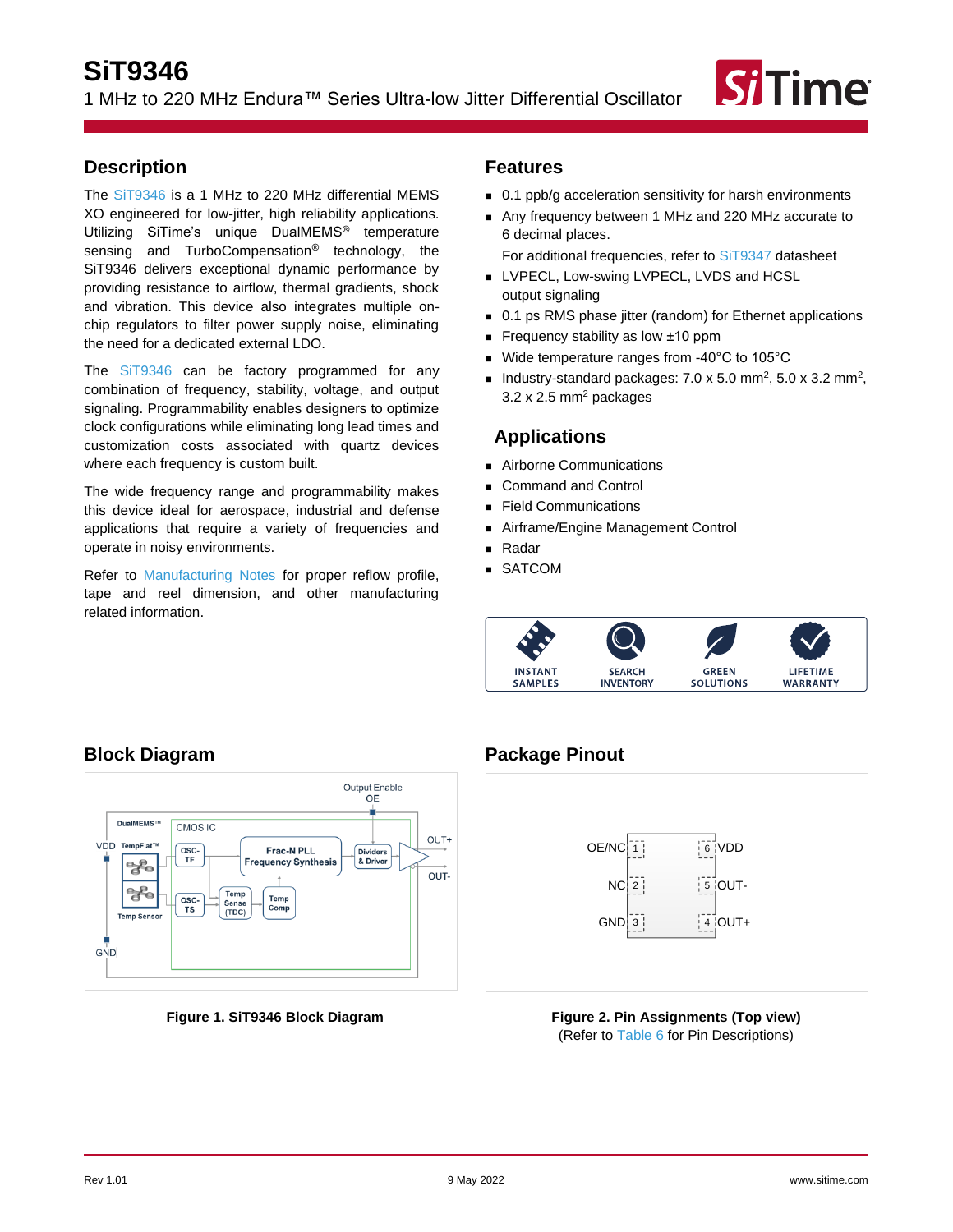# SiT9346

1 MHz to 220 MHz Endura™ Series Ultra-low Jitter Differential Oscillator

## Description

The SiT9346 is a 1 MHz to 220 MHz differential MEMS XO engineered for low-jitter, high reliability applications. Utilizing SiTime's unique DualMEMS® temperature sensing and TurboCompensation® technology, the SiT9346 delivers exceptional dynamic performance by providing resistance to airflow, thermal gradients, shock and vibration. This device also integrates multiple on-chip regulators to filter power supply noise, eliminating the need for a dedicated external LDO.

The SiT9346 can be factory programmed for any combination of frequency, stability, voltage, and output signaling. Programmability enables designers to optimize clock configurations while eliminating long lead times and customization costs associated with quartz devices where each frequency is custom built.

The wide frequency range and programmability makes this device ideal for aerospace, industrial and defense applications that require a variety of frequencies and operate in noisy environments.

Refer to Manufacturing Notes for proper reflow profile, tape and reel dimension, and other manufacturing related information.

## Features

- 0.1 ppb/g acceleration sensitivity for harsh environments
- Any frequency between 1 MHz and 220 MHz accurate to 6 decimal places.
  For additional frequencies, refer to SiT9347 datasheet
- LVPECL, Low-swing LVPECL, LVDS and HCSL output signaling
- 0.1 ps RMS phase jitter (random) for Ethernet applications
- Frequency stability as low ±10 ppm
- Wide temperature ranges from -40°C to 105°C
- Industry-standard packages: 7.0 x 5.0 mm$^2$, 5.0 x 3.2 mm$^2$, 3.2 x 2.5 mm$^2$ packages

## Applications

- Airborne Communications
- Command and Control
- Field Communications
- Airframe/Engine Management Control
- Radar
- SATCOM

INSTANT SAMPLES | SEARCH INVENTORY | GREEN SOLUTIONS | LIFETIME WARRANTY

## Block Diagram

Figure 1. SiT9346 Block Diagram

## Package Pinout

| Pin | Name | | Pin | Name |
|---|---|---|---|---|
| 1 | OE/NC | | 6 | VDD |
| 2 | NC | | 5 | OUT- |
| 3 | GND | | 4 | OUT+ |

Figure 2. Pin Assignments (Top view)
(Refer to Table 6 for Pin Descriptions)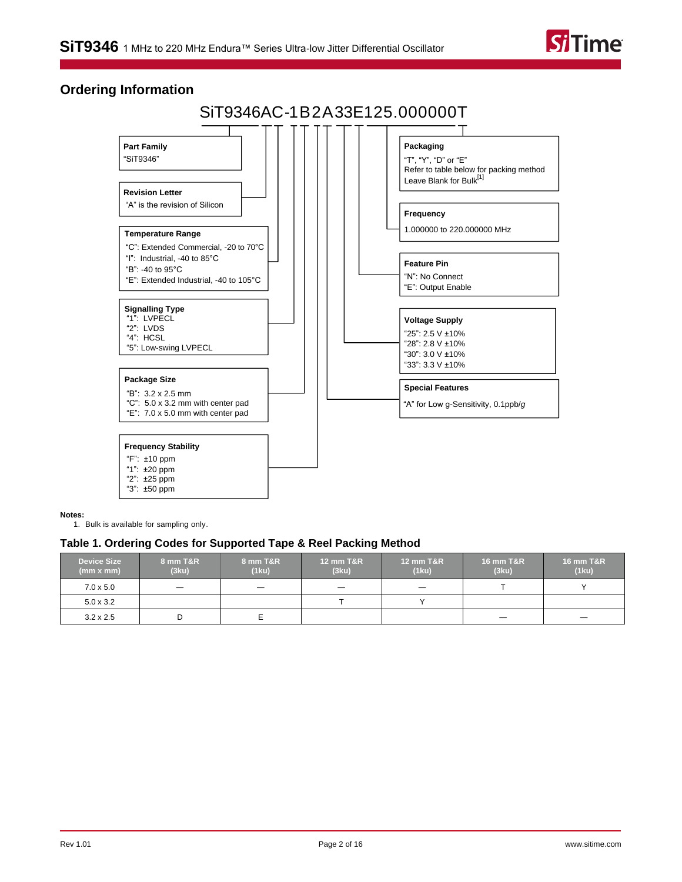## Ordering Information

SiT9346AC-1B2A33E125.000000T

**Part Family**
"SiT9346"

**Revision Letter**
"A" is the revision of Silicon

**Temperature Range**
"C": Extended Commercial, -20 to 70°C
"I": Industrial, -40 to 85°C
"B": -40 to 95°C
"E": Extended Industrial, -40 to 105°C

**Signalling Type**
"1": LVPECL
"2": LVDS
"4": HCSL
"5": Low-swing LVPECL

**Package Size**
"B": 3.2 x 2.5 mm
"C": 5.0 x 3.2 mm with center pad
"E": 7.0 x 5.0 mm with center pad

**Frequency Stability**
"F": ±10 ppm
"1": ±20 ppm
"2": ±25 ppm
"3": ±50 ppm

**Packaging**
"T", "Y", "D" or "E"
Refer to table below for packing method
Leave Blank for Bulk[1]

**Frequency**
1.000000 to 220.000000 MHz

**Feature Pin**
"N": No Connect
"E": Output Enable

**Voltage Supply**
"25": 2.5 V ±10%
"28": 2.8 V ±10%
"30": 3.0 V ±10%
"33": 3.3 V ±10%

**Special Features**
"A" for Low g-Sensitivity, 0.1ppb/*g*

**Notes:**
1. Bulk is available for sampling only.

### Table 1. Ordering Codes for Supported Tape & Reel Packing Method

| Device Size (mm x mm) | 8 mm T&R (3ku) | 8 mm T&R (1ku) | 12 mm T&R (3ku) | 12 mm T&R (1ku) | 16 mm T&R (3ku) | 16 mm T&R (1ku) |
|---|---|---|---|---|---|---|
| 7.0 x 5.0 | — | — | — | — | T | Y |
| 5.0 x 3.2 | | | T | Y | | |
| 3.2 x 2.5 | D | E | | | — | — |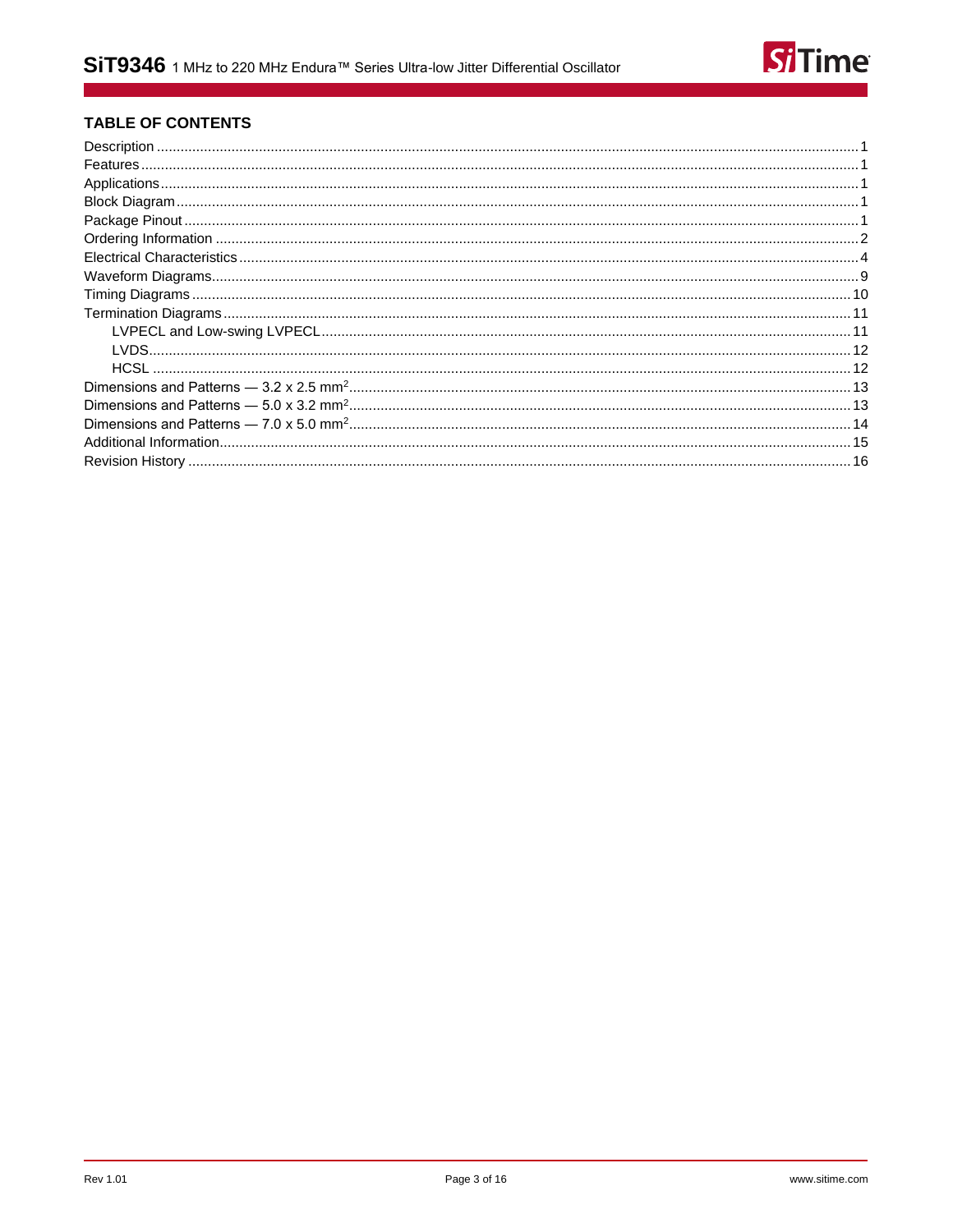## TABLE OF CONTENTS

Description ........................................................ 1
Features ........................................................ 1
Applications ........................................................ 1
Block Diagram ........................................................ 1
Package Pinout ........................................................ 1
Ordering Information ........................................................ 2
Electrical Characteristics ........................................................ 4
Waveform Diagrams ........................................................ 9
Timing Diagrams ........................................................ 10
Termination Diagrams ........................................................ 11
    LVPECL and Low-swing LVPECL ........................................................ 11
    LVDS ........................................................ 12
    HCSL ........................................................ 12
Dimensions and Patterns — 3.2 x 2.5 mm$^2$ ........................................................ 13
Dimensions and Patterns — 5.0 x 3.2 mm$^2$ ........................................................ 13
Dimensions and Patterns — 7.0 x 5.0 mm$^2$ ........................................................ 14
Additional Information ........................................................ 15
Revision History ........................................................ 16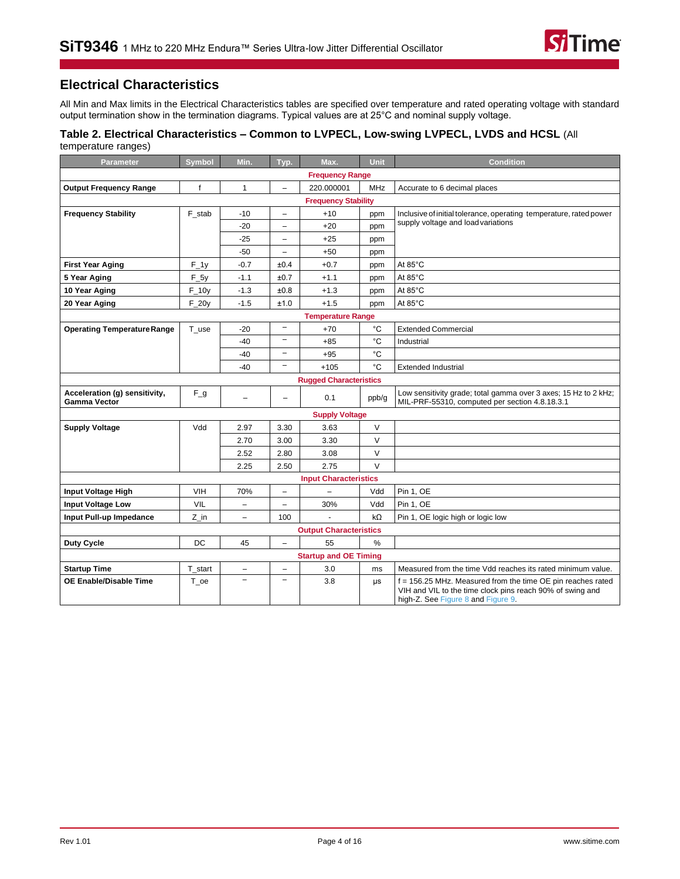## Electrical Characteristics

All Min and Max limits in the Electrical Characteristics tables are specified over temperature and rated operating voltage with standard output termination show in the termination diagrams. Typical values are at 25°C and nominal supply voltage.

### Table 2. Electrical Characteristics – Common to LVPECL, Low-swing LVPECL, LVDS and HCSL (All temperature ranges)

| Parameter | Symbol | Min. | Typ. | Max. | Unit | Condition |
|---|---|---|---|---|---|---|
| **Frequency Range** | | | | | | |
| **Output Frequency Range** | f | 1 | – | 220.000001 | MHz | Accurate to 6 decimal places |
| **Frequency Stability** | | | | | | |
| **Frequency Stability** | F_stab | -10 | – | +10 | ppm | Inclusive of initial tolerance, operating temperature, rated power supply voltage and load variations |
| | | -20 | – | +20 | ppm | |
| | | -25 | – | +25 | ppm | |
| | | -50 | – | +50 | ppm | |
| **First Year Aging** | F_1y | -0.7 | ±0.4 | +0.7 | ppm | At 85°C |
| **5 Year Aging** | F_5y | -1.1 | ±0.7 | +1.1 | ppm | At 85°C |
| **10 Year Aging** | F_10y | -1.3 | ±0.8 | +1.3 | ppm | At 85°C |
| **20 Year Aging** | F_20y | -1.5 | ±1.0 | +1.5 | ppm | At 85°C |
| **Temperature Range** | | | | | | |
| **Operating Temperature Range** | T_use | -20 | – | +70 | °C | Extended Commercial |
| | | -40 | – | +85 | °C | Industrial |
| | | -40 | – | +95 | °C | |
| | | -40 | – | +105 | °C | Extended Industrial |
| **Rugged Characteristics** | | | | | | |
| **Acceleration (g) sensitivity, Gamma Vector** | F_g | – | – | 0.1 | ppb/g | Low sensitivity grade; total gamma over 3 axes; 15 Hz to 2 kHz; MIL-PRF-55310, computed per section 4.8.18.3.1 |
| **Supply Voltage** | | | | | | |
| **Supply Voltage** | Vdd | 2.97 | 3.30 | 3.63 | V | |
| | | 2.70 | 3.00 | 3.30 | V | |
| | | 2.52 | 2.80 | 3.08 | V | |
| | | 2.25 | 2.50 | 2.75 | V | |
| **Input Characteristics** | | | | | | |
| **Input Voltage High** | VIH | 70% | – | – | Vdd | Pin 1, OE |
| **Input Voltage Low** | VIL | – | – | 30% | Vdd | Pin 1, OE |
| **Input Pull-up Impedance** | Z_in | – | 100 | - | kΩ | Pin 1, OE logic high or logic low |
| **Output Characteristics** | | | | | | |
| **Duty Cycle** | DC | 45 | – | 55 | % | |
| **Startup and OE Timing** | | | | | | |
| **Startup Time** | T_start | – | – | 3.0 | ms | Measured from the time Vdd reaches its rated minimum value. |
| **OE Enable/Disable Time** | T_oe | – | – | 3.8 | µs | f = 156.25 MHz. Measured from the time OE pin reaches rated VIH and VIL to the time clock pins reach 90% of swing and high-Z. See Figure 8 and Figure 9. |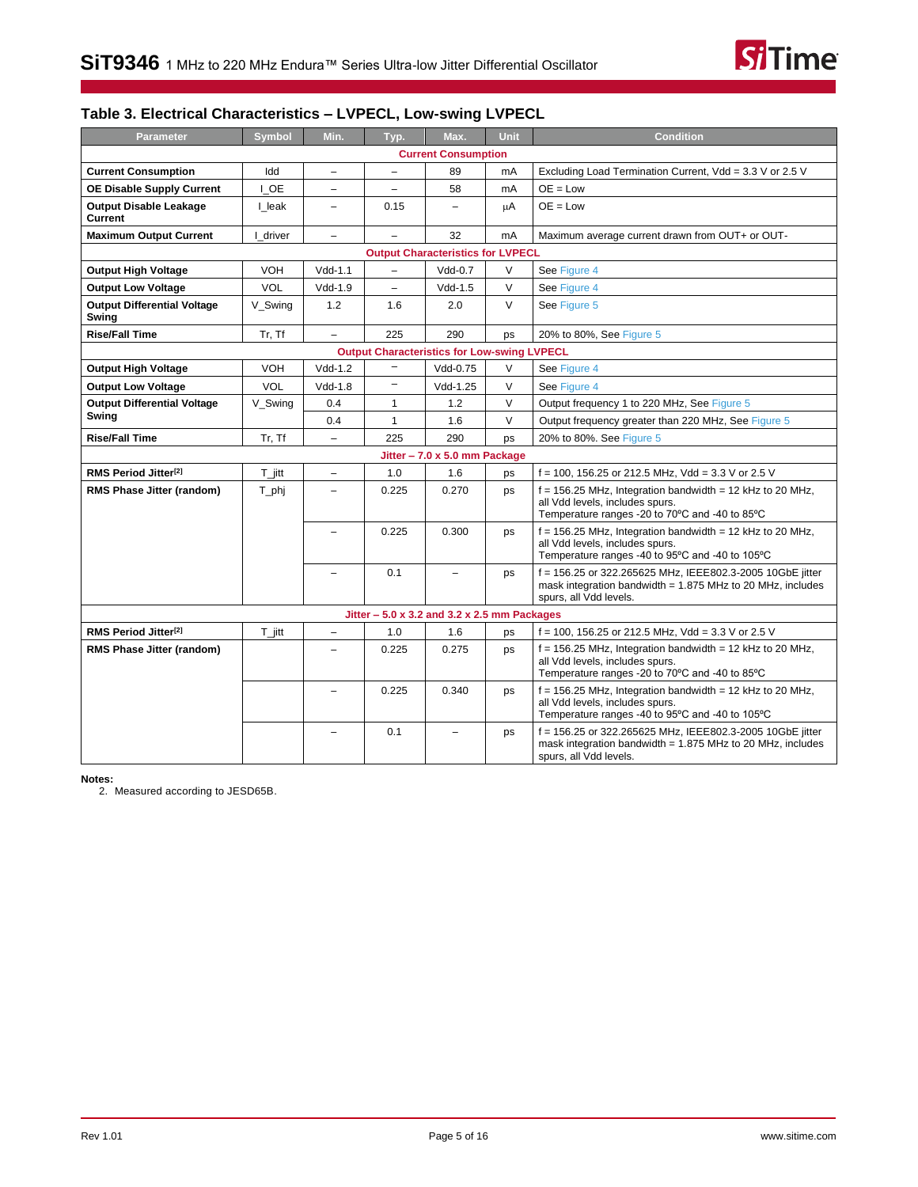## Table 3. Electrical Characteristics – LVPECL, Low-swing LVPECL

| Parameter | Symbol | Min. | Typ. | Max. | Unit | Condition |
|---|---|---|---|---|---|---|
| **Current Consumption** | | | | | | |
| **Current Consumption** | Idd | – | – | 89 | mA | Excluding Load Termination Current, Vdd = 3.3 V or 2.5 V |
| **OE Disable Supply Current** | I_OE | – | – | 58 | mA | OE = Low |
| **Output Disable Leakage Current** | I_leak | – | 0.15 | – | µA | OE = Low |
| **Maximum Output Current** | I_driver | – | – | 32 | mA | Maximum average current drawn from OUT+ or OUT- |
| **Output Characteristics for LVPECL** | | | | | | |
| **Output High Voltage** | VOH | Vdd-1.1 | – | Vdd-0.7 | V | See Figure 4 |
| **Output Low Voltage** | VOL | Vdd-1.9 | – | Vdd-1.5 | V | See Figure 4 |
| **Output Differential Voltage Swing** | V_Swing | 1.2 | 1.6 | 2.0 | V | See Figure 5 |
| **Rise/Fall Time** | Tr, Tf | – | 225 | 290 | ps | 20% to 80%, See Figure 5 |
| **Output Characteristics for Low-swing LVPECL** | | | | | | |
| **Output High Voltage** | VOH | Vdd-1.2 | – | Vdd-0.75 | V | See Figure 4 |
| **Output Low Voltage** | VOL | Vdd-1.8 | – | Vdd-1.25 | V | See Figure 4 |
| **Output Differential Voltage Swing** | V_Swing | 0.4 | 1 | 1.2 | V | Output frequency 1 to 220 MHz, See Figure 5 |
| | | 0.4 | 1 | 1.6 | V | Output frequency greater than 220 MHz, See Figure 5 |
| **Rise/Fall Time** | Tr, Tf | – | 225 | 290 | ps | 20% to 80%. See Figure 5 |
| **Jitter – 7.0 x 5.0 mm Package** | | | | | | |
| **RMS Period Jitter**[2] | T_jitt | – | 1.0 | 1.6 | ps | f = 100, 156.25 or 212.5 MHz, Vdd = 3.3 V or 2.5 V |
| **RMS Phase Jitter (random)** | T_phj | – | 0.225 | 0.270 | ps | f = 156.25 MHz, Integration bandwidth = 12 kHz to 20 MHz, all Vdd levels, includes spurs. Temperature ranges -20 to 70ºC and -40 to 85ºC |
| | | – | 0.225 | 0.300 | ps | f = 156.25 MHz, Integration bandwidth = 12 kHz to 20 MHz, all Vdd levels, includes spurs. Temperature ranges -40 to 95ºC and -40 to 105ºC |
| | | – | 0.1 | – | ps | f = 156.25 or 322.265625 MHz, IEEE802.3-2005 10GbE jitter mask integration bandwidth = 1.875 MHz to 20 MHz, includes spurs, all Vdd levels. |
| **Jitter – 5.0 x 3.2 and 3.2 x 2.5 mm Packages** | | | | | | |
| **RMS Period Jitter**[2] | T_jitt | – | 1.0 | 1.6 | ps | f = 100, 156.25 or 212.5 MHz, Vdd = 3.3 V or 2.5 V |
| **RMS Phase Jitter (random)** | | – | 0.225 | 0.275 | ps | f = 156.25 MHz, Integration bandwidth = 12 kHz to 20 MHz, all Vdd levels, includes spurs. Temperature ranges -20 to 70ºC and -40 to 85ºC |
| | | – | 0.225 | 0.340 | ps | f = 156.25 MHz, Integration bandwidth = 12 kHz to 20 MHz, all Vdd levels, includes spurs. Temperature ranges -40 to 95ºC and -40 to 105ºC |
| | | – | 0.1 | – | ps | f = 156.25 or 322.265625 MHz, IEEE802.3-2005 10GbE jitter mask integration bandwidth = 1.875 MHz to 20 MHz, includes spurs, all Vdd levels. |

**Notes:**

2. Measured according to JESD65B.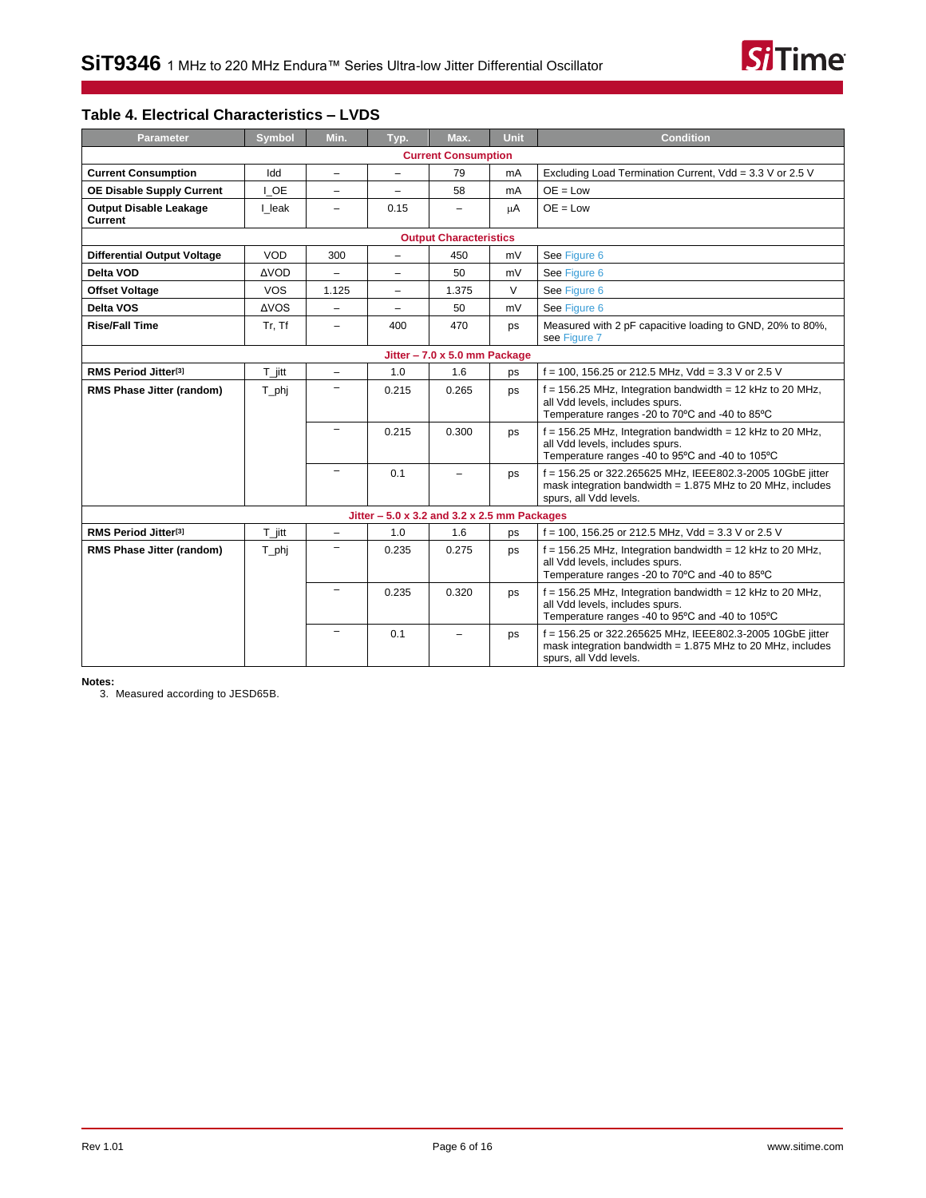## Table 4. Electrical Characteristics – LVDS

| Parameter | Symbol | Min. | Typ. | Max. | Unit | Condition |
|---|---|---|---|---|---|---|
| **Current Consumption** | | | | | | |
| **Current Consumption** | Idd | – | – | 79 | mA | Excluding Load Termination Current, Vdd = 3.3 V or 2.5 V |
| **OE Disable Supply Current** | I_OE | – | – | 58 | mA | OE = Low |
| **Output Disable Leakage Current** | I_leak | – | 0.15 | – | µA | OE = Low |
| **Output Characteristics** | | | | | | |
| **Differential Output Voltage** | VOD | 300 | – | 450 | mV | See Figure 6 |
| **Delta VOD** | ΔVOD | – | – | 50 | mV | See Figure 6 |
| **Offset Voltage** | VOS | 1.125 | – | 1.375 | V | See Figure 6 |
| **Delta VOS** | ΔVOS | – | – | 50 | mV | See Figure 6 |
| **Rise/Fall Time** | Tr, Tf | – | 400 | 470 | ps | Measured with 2 pF capacitive loading to GND, 20% to 80%, see Figure 7 |
| **Jitter – 7.0 x 5.0 mm Package** | | | | | | |
| **RMS Period Jitter**[3] | T_jitt | – | 1.0 | 1.6 | ps | f = 100, 156.25 or 212.5 MHz, Vdd = 3.3 V or 2.5 V |
| **RMS Phase Jitter (random)** | T_phj | – | 0.215 | 0.265 | ps | f = 156.25 MHz, Integration bandwidth = 12 kHz to 20 MHz, all Vdd levels, includes spurs. Temperature ranges -20 to 70°C and -40 to 85°C |
| | | – | 0.215 | 0.300 | ps | f = 156.25 MHz, Integration bandwidth = 12 kHz to 20 MHz, all Vdd levels, includes spurs. Temperature ranges -40 to 95°C and -40 to 105°C |
| | | – | 0.1 | – | ps | f = 156.25 or 322.265625 MHz, IEEE802.3-2005 10GbE jitter mask integration bandwidth = 1.875 MHz to 20 MHz, includes spurs, all Vdd levels. |
| **Jitter – 5.0 x 3.2 and 3.2 x 2.5 mm Packages** | | | | | | |
| **RMS Period Jitter**[3] | T_jitt | – | 1.0 | 1.6 | ps | f = 100, 156.25 or 212.5 MHz, Vdd = 3.3 V or 2.5 V |
| **RMS Phase Jitter (random)** | T_phj | – | 0.235 | 0.275 | ps | f = 156.25 MHz, Integration bandwidth = 12 kHz to 20 MHz, all Vdd levels, includes spurs. Temperature ranges -20 to 70°C and -40 to 85°C |
| | | – | 0.235 | 0.320 | ps | f = 156.25 MHz, Integration bandwidth = 12 kHz to 20 MHz, all Vdd levels, includes spurs. Temperature ranges -40 to 95°C and -40 to 105°C |
| | | – | 0.1 | – | ps | f = 156.25 or 322.265625 MHz, IEEE802.3-2005 10GbE jitter mask integration bandwidth = 1.875 MHz to 20 MHz, includes spurs, all Vdd levels. |

**Notes:**

3. Measured according to JESD65B.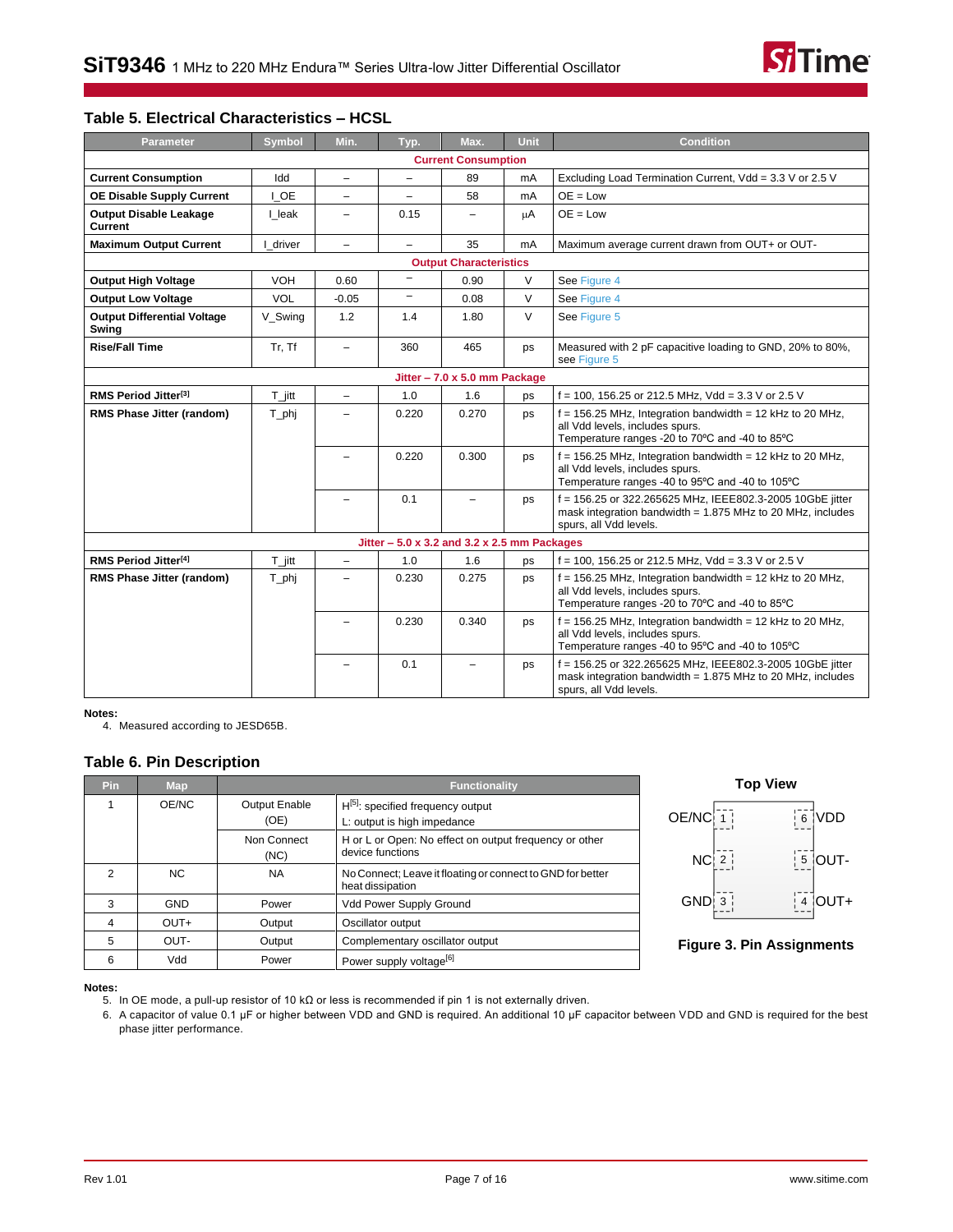## Table 5. Electrical Characteristics – HCSL

| Parameter | Symbol | Min. | Typ. | Max. | Unit | Condition |
|---|---|---|---|---|---|---|
| **Current Consumption** | | | | | | |
| **Current Consumption** | Idd | – | – | 89 | mA | Excluding Load Termination Current, Vdd = 3.3 V or 2.5 V |
| **OE Disable Supply Current** | I_OE | – | – | 58 | mA | OE = Low |
| **Output Disable Leakage Current** | I_leak | – | 0.15 | – | µA | OE = Low |
| **Maximum Output Current** | I_driver | – | – | 35 | mA | Maximum average current drawn from OUT+ or OUT- |
| **Output Characteristics** | | | | | | |
| **Output High Voltage** | VOH | 0.60 | – | 0.90 | V | See Figure 4 |
| **Output Low Voltage** | VOL | -0.05 | – | 0.08 | V | See Figure 4 |
| **Output Differential Voltage Swing** | V_Swing | 1.2 | 1.4 | 1.80 | V | See Figure 5 |
| **Rise/Fall Time** | Tr, Tf | – | 360 | 465 | ps | Measured with 2 pF capacitive loading to GND, 20% to 80%, see Figure 5 |
| **Jitter – 7.0 x 5.0 mm Package** | | | | | | |
| **RMS Period Jitter[3]** | T_jitt | – | 1.0 | 1.6 | ps | f = 100, 156.25 or 212.5 MHz, Vdd = 3.3 V or 2.5 V |
| **RMS Phase Jitter (random)** | T_phj | – | 0.220 | 0.270 | ps | f = 156.25 MHz, Integration bandwidth = 12 kHz to 20 MHz, all Vdd levels, includes spurs. Temperature ranges -20 to 70ºC and -40 to 85ºC |
| | | – | 0.220 | 0.300 | ps | f = 156.25 MHz, Integration bandwidth = 12 kHz to 20 MHz, all Vdd levels, includes spurs. Temperature ranges -40 to 95ºC and -40 to 105ºC |
| | | – | 0.1 | – | ps | f = 156.25 or 322.265625 MHz, IEEE802.3-2005 10GbE jitter mask integration bandwidth = 1.875 MHz to 20 MHz, includes spurs, all Vdd levels. |
| **Jitter – 5.0 x 3.2 and 3.2 x 2.5 mm Packages** | | | | | | |
| **RMS Period Jitter[4]** | T_jitt | – | 1.0 | 1.6 | ps | f = 100, 156.25 or 212.5 MHz, Vdd = 3.3 V or 2.5 V |
| **RMS Phase Jitter (random)** | T_phj | – | 0.230 | 0.275 | ps | f = 156.25 MHz, Integration bandwidth = 12 kHz to 20 MHz, all Vdd levels, includes spurs. Temperature ranges -20 to 70ºC and -40 to 85ºC |
| | | – | 0.230 | 0.340 | ps | f = 156.25 MHz, Integration bandwidth = 12 kHz to 20 MHz, all Vdd levels, includes spurs. Temperature ranges -40 to 95ºC and -40 to 105ºC |
| | | – | 0.1 | – | ps | f = 156.25 or 322.265625 MHz, IEEE802.3-2005 10GbE jitter mask integration bandwidth = 1.875 MHz to 20 MHz, includes spurs, all Vdd levels. |

**Notes:**

4. Measured according to JESD65B.

## Table 6. Pin Description

| Pin | Map | Functionality | |
|---|---|---|---|
| 1 | OE/NC | Output Enable (OE) | H[5]: specified frequency output<br>L: output is high impedance |
| | | Non Connect (NC) | H or L or Open: No effect on output frequency or other device functions |
| 2 | NC | NA | No Connect; Leave it floating or connect to GND for better heat dissipation |
| 3 | GND | Power | Vdd Power Supply Ground |
| 4 | OUT+ | Output | Oscillator output |
| 5 | OUT- | Output | Complementary oscillator output |
| 6 | Vdd | Power | Power supply voltage[6] |

**Top View**

| | | | |
|---|---|---|---|
| OE/NC | 1 | 6 | VDD |
| NC | 2 | 5 | OUT- |
| GND | 3 | 4 | OUT+ |

**Figure 3. Pin Assignments**

**Notes:**

5. In OE mode, a pull-up resistor of 10 kΩ or less is recommended if pin 1 is not externally driven.
6. A capacitor of value 0.1 µF or higher between VDD and GND is required. An additional 10 µF capacitor between VDD and GND is required for the best phase jitter performance.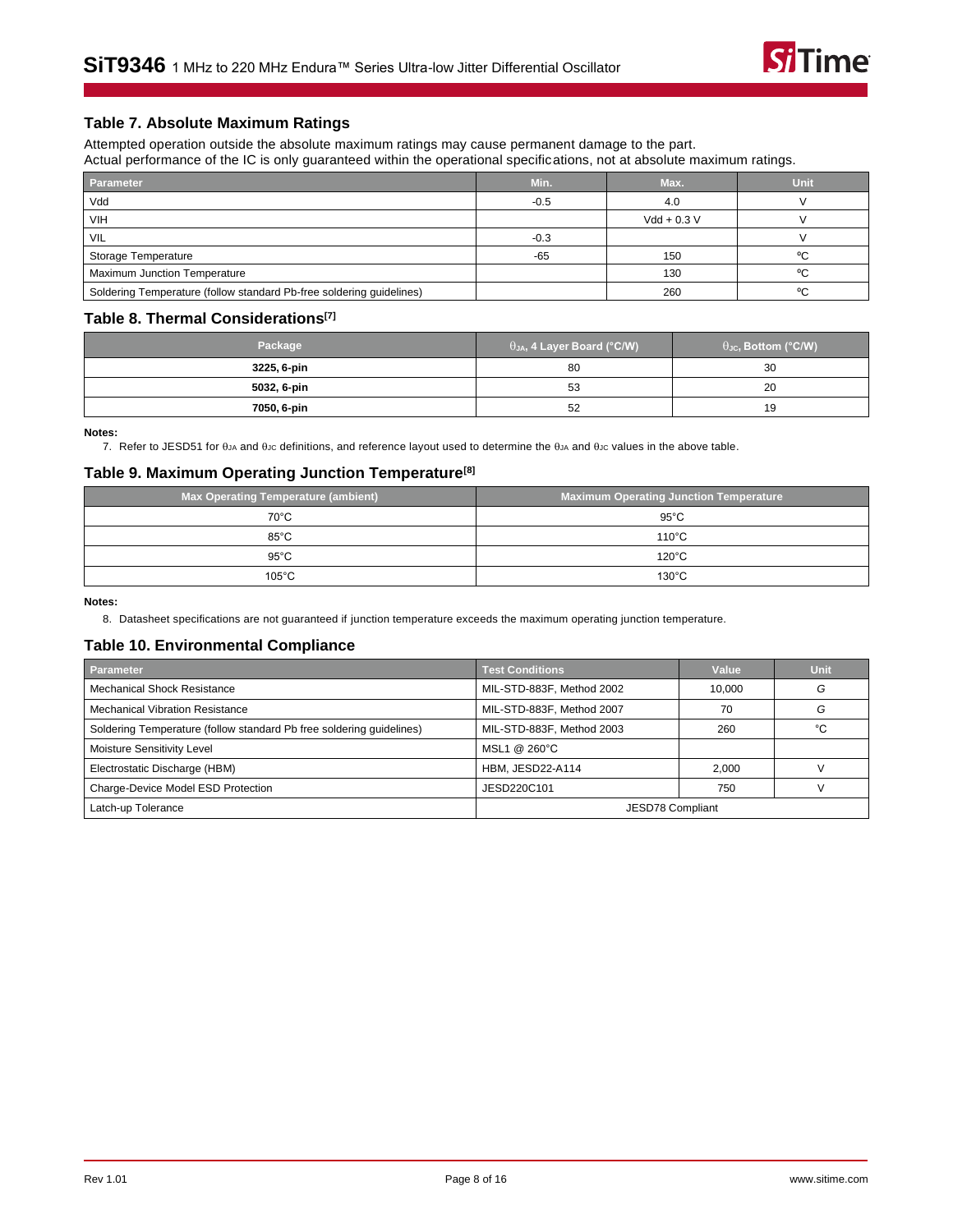## Table 7. Absolute Maximum Ratings

Attempted operation outside the absolute maximum ratings may cause permanent damage to the part.
Actual performance of the IC is only guaranteed within the operational specifications, not at absolute maximum ratings.

| Parameter | Min. | Max. | Unit |
|---|---|---|---|
| Vdd | -0.5 | 4.0 | V |
| VIH | | Vdd + 0.3 V | V |
| VIL | -0.3 | | V |
| Storage Temperature | -65 | 150 | ºC |
| Maximum Junction Temperature | | 130 | ºC |
| Soldering Temperature (follow standard Pb-free soldering guidelines) | | 260 | ºC |

## Table 8. Thermal Considerations[7]

| Package | $\theta_{JA}$, 4 Layer Board (°C/W) | $\theta_{JC}$, Bottom (°C/W) |
|---|---|---|
| **3225, 6-pin** | 80 | 30 |
| **5032, 6-pin** | 53 | 20 |
| **7050, 6-pin** | 52 | 19 |

**Notes:**

7. Refer to JESD51 for $\theta_{JA}$ and $\theta_{JC}$ definitions, and reference layout used to determine the $\theta_{JA}$ and $\theta_{JC}$ values in the above table.

## Table 9. Maximum Operating Junction Temperature[8]

| Max Operating Temperature (ambient) | Maximum Operating Junction Temperature |
|---|---|
| 70°C | 95°C |
| 85°C | 110°C |
| 95°C | 120°C |
| 105°C | 130°C |

**Notes:**

8. Datasheet specifications are not guaranteed if junction temperature exceeds the maximum operating junction temperature.

## Table 10. Environmental Compliance

| Parameter | Test Conditions | Value | Unit |
|---|---|---|---|
| Mechanical Shock Resistance | MIL-STD-883F, Method 2002 | 10,000 | G |
| Mechanical Vibration Resistance | MIL-STD-883F, Method 2007 | 70 | G |
| Soldering Temperature (follow standard Pb free soldering guidelines) | MIL-STD-883F, Method 2003 | 260 | °C |
| Moisture Sensitivity Level | MSL1 @ 260°C | | |
| Electrostatic Discharge (HBM) | HBM, JESD22-A114 | 2,000 | V |
| Charge-Device Model ESD Protection | JESD220C101 | 750 | V |
| Latch-up Tolerance | JESD78 Compliant | | |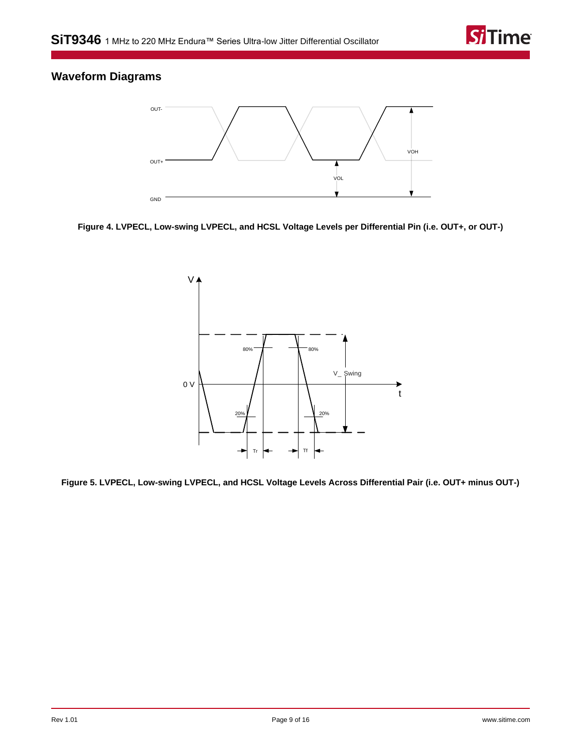## Waveform Diagrams

Figure 4. LVPECL, Low-swing LVPECL, and HCSL Voltage Levels per Differential Pin (i.e. OUT+, or OUT-)

Figure 5. LVPECL, Low-swing LVPECL, and HCSL Voltage Levels Across Differential Pair (i.e. OUT+ minus OUT-)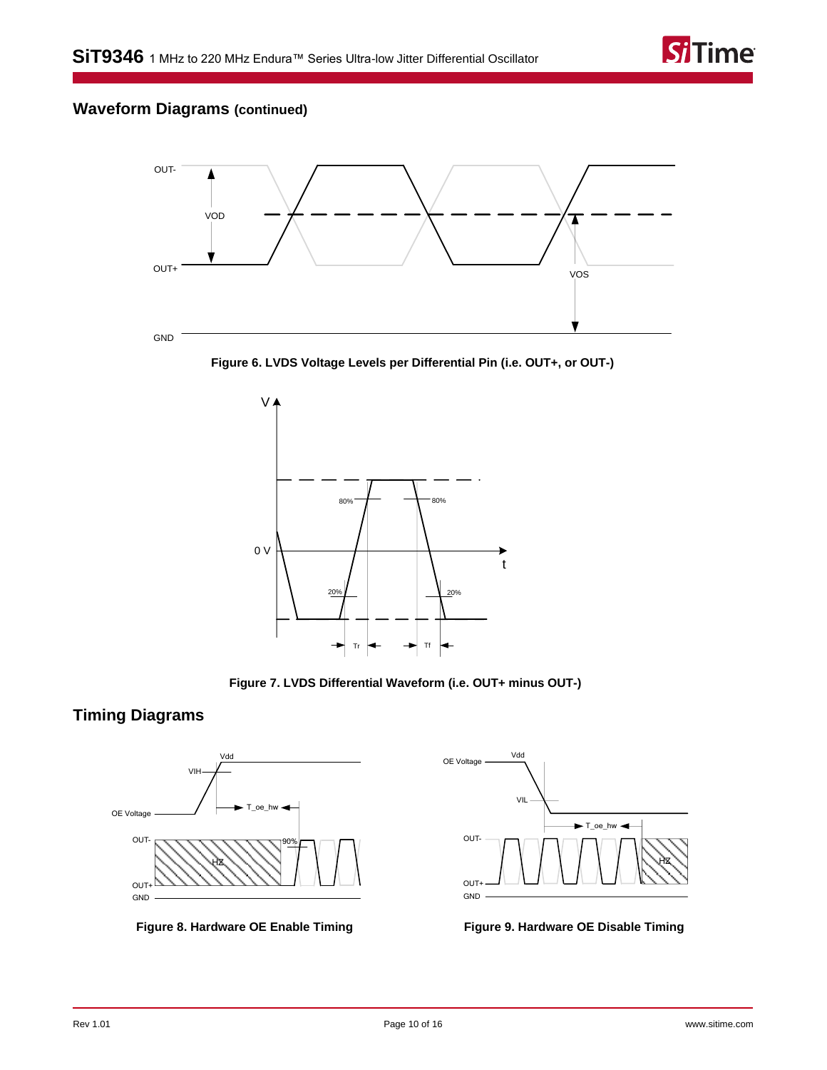## Waveform Diagrams (continued)

Figure 6. LVDS Voltage Levels per Differential Pin (i.e. OUT+, or OUT-)

Figure 7. LVDS Differential Waveform (i.e. OUT+ minus OUT-)

## Timing Diagrams

Figure 8. Hardware OE Enable Timing

Figure 9. Hardware OE Disable Timing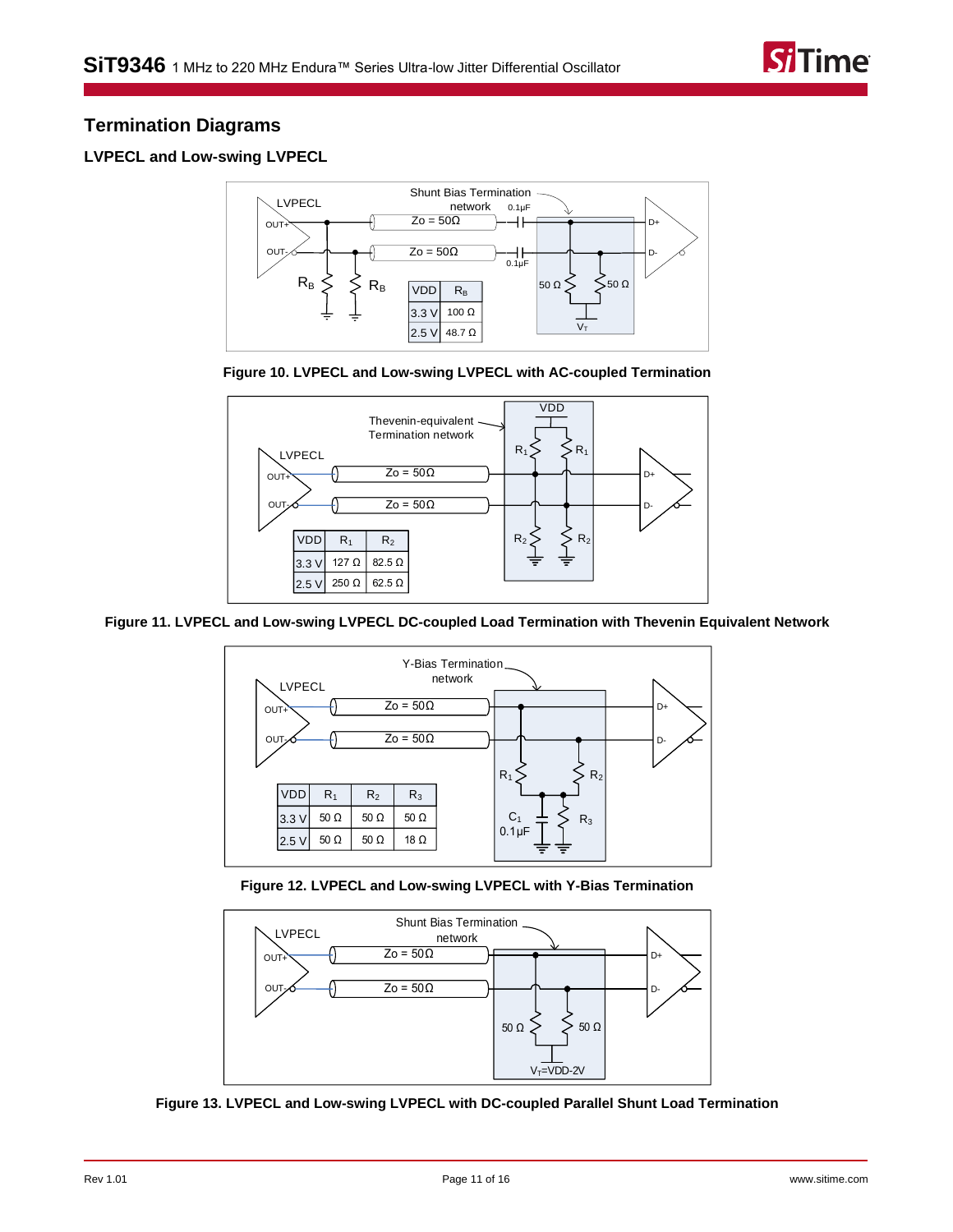## Termination Diagrams

### LVPECL and Low-swing LVPECL

| VDD | $R_B$ |
|---|---|
| 3.3 V | 100 Ω |
| 2.5 V | 48.7 Ω |

Figure 10. LVPECL and Low-swing LVPECL with AC-coupled Termination

| VDD | $R_1$ | $R_2$ |
|---|---|---|
| 3.3 V | 127 Ω | 82.5 Ω |
| 2.5 V | 250 Ω | 62.5 Ω |

Figure 11. LVPECL and Low-swing LVPECL DC-coupled Load Termination with Thevenin Equivalent Network

| VDD | $R_1$ | $R_2$ | $R_3$ |
|---|---|---|---|
| 3.3 V | 50 Ω | 50 Ω | 50 Ω |
| 2.5 V | 50 Ω | 50 Ω | 18 Ω |

Figure 12. LVPECL and Low-swing LVPECL with Y-Bias Termination

Figure 13. LVPECL and Low-swing LVPECL with DC-coupled Parallel Shunt Load Termination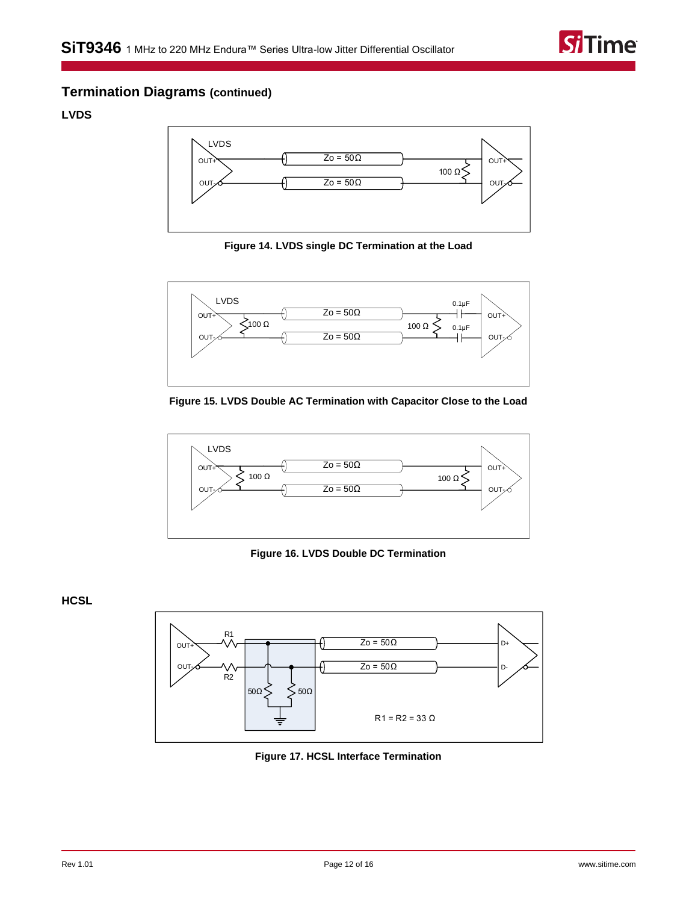## Termination Diagrams (continued)

### LVDS

Figure 14. LVDS single DC Termination at the Load

Figure 15. LVDS Double AC Termination with Capacitor Close to the Load

Figure 16. LVDS Double DC Termination

### HCSL

Figure 17. HCSL Interface Termination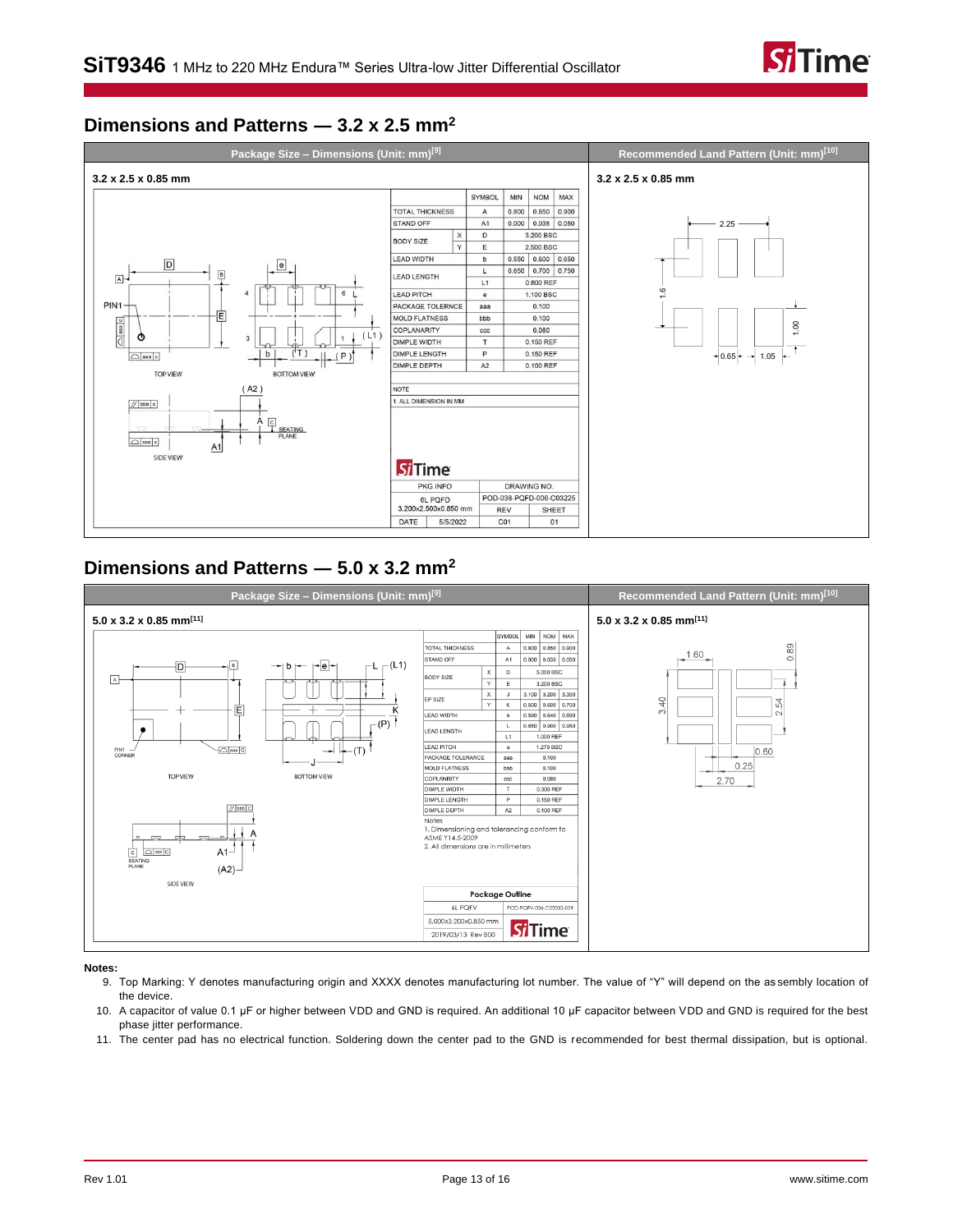## Dimensions and Patterns — 3.2 x 2.5 mm²

**Package Size – Dimensions (Unit: mm)[9]**

**3.2 x 2.5 x 0.85 mm**

| | | SYMBOL | MIN | NOM | MAX |
|---|---|---|---|---|---|
| TOTAL THICKNESS | | A | 0.800 | 0.850 | 0.900 |
| STAND OFF | | A1 | 0.000 | 0.035 | 0.050 |
| BODY SIZE | X | D | 3.200 BSC | | |
| | Y | E | 2.500 BSC | | |
| LEAD WIDTH | | b | 0.550 | 0.600 | 0.650 |
| LEAD LENGTH | | L | 0.650 | 0.700 | 0.750 |
| | | L1 | 0.800 REF | | |
| LEAD PITCH | | e | 1.100 BSC | | |
| PACKAGE TOLERNCE | | aaa | 0.100 | | |
| MOLD FLATNESS | | bbb | 0.100 | | |
| COPLANARITY | | ccc | 0.080 | | |
| DIMPLE WIDTH | | T | 0.150 REF | | |
| DIMPLE LENGTH | | P | 0.150 REF | | |
| DIMPLE DEPTH | | A2 | 0.100 REF | | |

NOTE
1. ALL DIMENSION IN MM

| PKG INFO | DRAWING NO. | |
|---|---|---|
| 6L PQFD 3.200x2.500x0.850 mm | POD-038-PQFD-006-C03225 | |
| | REV | SHEET |
| DATE 5/5/2022 | C01 | 01 |

**Recommended Land Pattern (Unit: mm)[10]**

**3.2 x 2.5 x 0.85 mm**

## Dimensions and Patterns — 5.0 x 3.2 mm²

**Package Size – Dimensions (Unit: mm)[9]**

**5.0 x 3.2 x 0.85 mm[11]**

| | | SYMBOL | MIN | NOM | MAX |
|---|---|---|---|---|---|
| TOTAL THICKNESS | | A | 0.800 | 0.850 | 0.900 |
| STAND OFF | | A1 | 0.000 | 0.035 | 0.050 |
| BODY SIZE | X | D | 5.000 BSC | | |
| | Y | E | 3.200 BSC | | |
| EP SIZE | X | J | 3.100 | 3.200 | 3.300 |
| | Y | K | 0.500 | 0.600 | 0.700 |
| LEAD WIDTH | | b | 0.590 | 0.640 | 0.690 |
| LEAD LENGTH | | L | 0.850 | 0.900 | 0.950 |
| | | L1 | 1.000 REF | | |
| LEAD PITCH | | e | 1.270 BSC | | |
| PACKAGE TOLERANCE | | aaa | 0.100 | | |
| MOLD FLATNESS | | bbb | 0.100 | | |
| COPLANARITY | | ccc | 0.080 | | |
| DIMPLE WIDTH | | T | 0.300 REF | | |
| DIMPLE LENGTH | | P | 0.150 REF | | |
| DIMPLE DEPTH | | A2 | 0.100 REF | | |

Notes
1. Dimensioning and tolerancing conform to ASME Y14.5-2009
2. All dimensions are in millimeters

| Package Outline | |
|---|---|
| 6L PQFV | POD-PQFV-006-C05032-039 |
| 5.000x3.200x0.850 mm | |
| 2019/03/13 Rev B00 | |

**Recommended Land Pattern (Unit: mm)[10]**

**5.0 x 3.2 x 0.85 mm[11]**

**Notes:**

9. Top Marking: Y denotes manufacturing origin and XXXX denotes manufacturing lot number. The value of "Y" will depend on the assembly location of the device.
10. A capacitor of value 0.1 µF or higher between VDD and GND is required. An additional 10 µF capacitor between VDD and GND is required for the best phase jitter performance.
11. The center pad has no electrical function. Soldering down the center pad to the GND is recommended for best thermal dissipation, but is optional.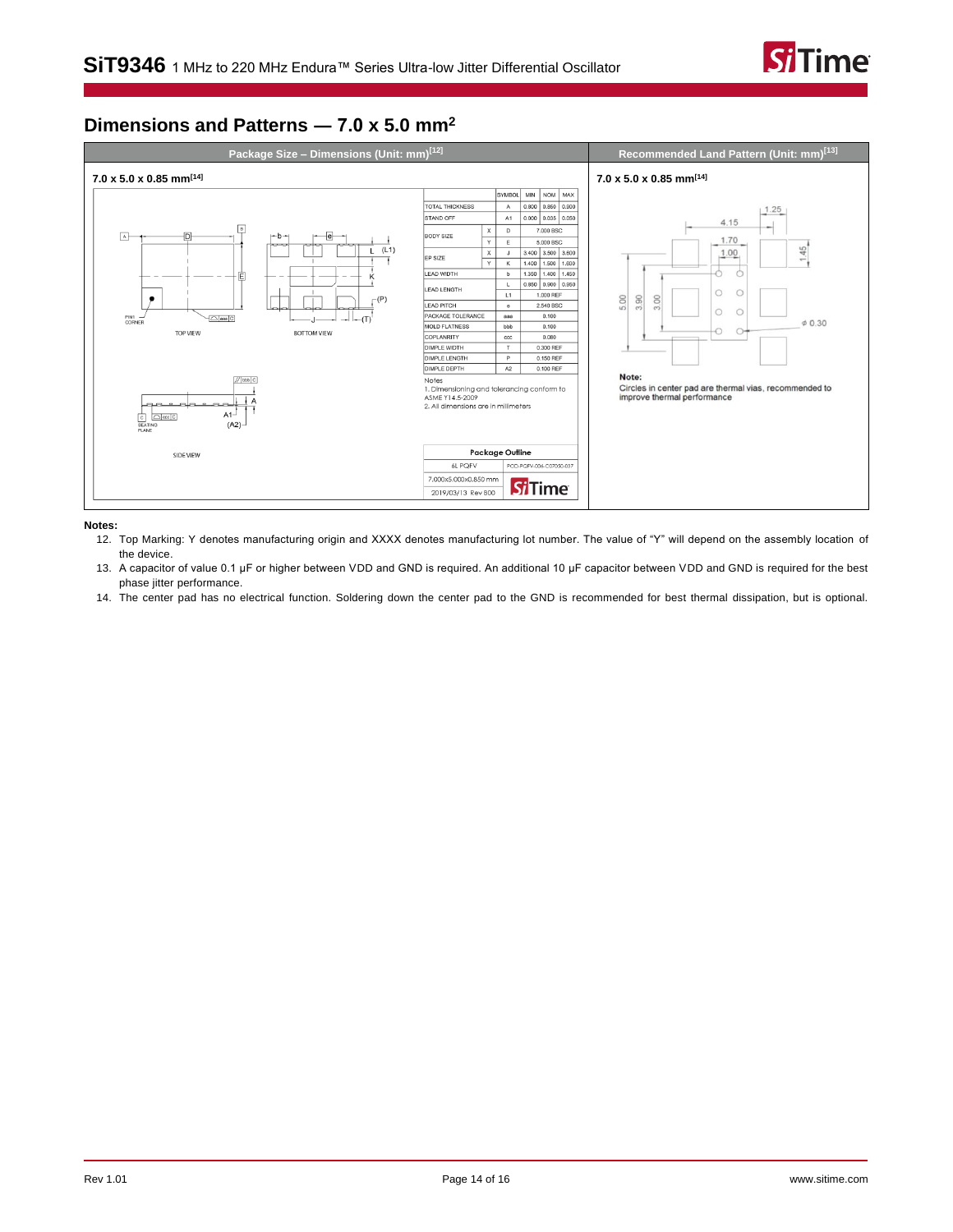## Dimensions and Patterns — 7.0 x 5.0 mm²

| Package Size – Dimensions (Unit: mm)[12] | Recommended Land Pattern (Unit: mm)[13] |
|---|---|
| 7.0 x 5.0 x 0.85 mm[14] | 7.0 x 5.0 x 0.85 mm[14] |

| SYMBOL | | MIN | NOM | MAX |
|---|---|---|---|---|
| TOTAL THICKNESS | A | 0.800 | 0.850 | 0.900 |
| STAND OFF | A1 | 0.000 | 0.035 | 0.050 |
| BODY SIZE X | D | 7.000 BSC | | |
| BODY SIZE Y | E | 5.000 BSC | | |
| EP SIZE X | J | 3.400 | 3.500 | 3.600 |
| EP SIZE Y | K | 1.400 | 1.500 | 1.600 |
| LEAD WIDTH | b | 1.350 | 1.400 | 1.450 |
| LEAD LENGTH | L | 0.850 | 0.900 | 0.950 |
| | L1 | 1.000 REF | | |
| LEAD PITCH | e | 2.540 BSC | | |
| PACKAGE TOLERANCE | aaa | 0.100 | | |
| MOLD FLATNESS | bbb | 0.100 | | |
| COPLANARITY | ccc | 0.080 | | |
| DIMPLE WIDTH | T | 0.300 REF | | |
| DIMPLE LENGTH | P | 0.150 REF | | |
| DIMPLE DEPTH | A2 | 0.100 REF | | |

Notes
1. Dimensioning and tolerancing conform to ASME Y14.5-2009
2. All dimensions are in millimeters

| Package Outline | |
|---|---|
| 6L PQFV | POD-PQFV-006-C07050-037 |
| 7.000x5.000x0.850 mm | |
| 2019/03/13 Rev B00 | |

**Note:**
Circles in center pad are thermal vias, recommended to improve thermal performance

**Notes:**

12. Top Marking: Y denotes manufacturing origin and XXXX denotes manufacturing lot number. The value of "Y" will depend on the assembly location of the device.
13. A capacitor of value 0.1 µF or higher between VDD and GND is required. An additional 10 µF capacitor between VDD and GND is required for the best phase jitter performance.
14. The center pad has no electrical function. Soldering down the center pad to the GND is recommended for best thermal dissipation, but is optional.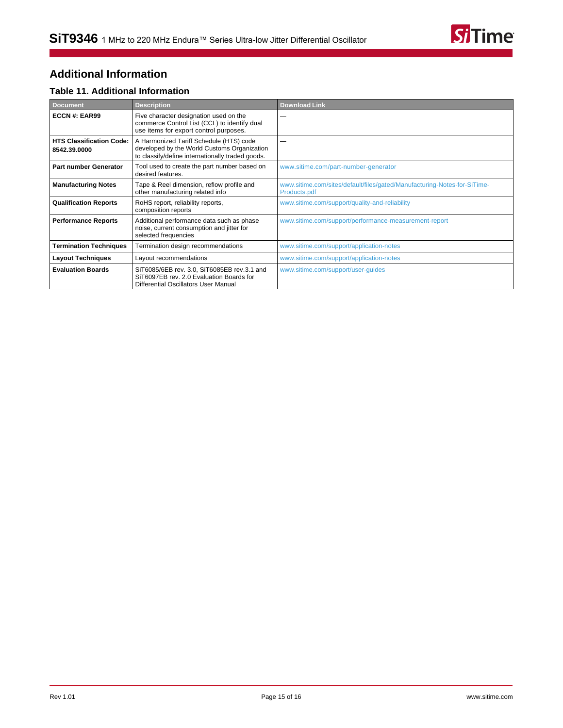## Additional Information

### Table 11. Additional Information

| Document | Description | Download Link |
|---|---|---|
| **ECCN #: EAR99** | Five character designation used on the commerce Control List (CCL) to identify dual use items for export control purposes. | — |
| **HTS Classification Code: 8542.39.0000** | A Harmonized Tariff Schedule (HTS) code developed by the World Customs Organization to classify/define internationally traded goods. | — |
| **Part number Generator** | Tool used to create the part number based on desired features. | www.sitime.com/part-number-generator |
| **Manufacturing Notes** | Tape & Reel dimension, reflow profile and other manufacturing related info | www.sitime.com/sites/default/files/gated/Manufacturing-Notes-for-SiTime-Products.pdf |
| **Qualification Reports** | RoHS report, reliability reports, composition reports | www.sitime.com/support/quality-and-reliability |
| **Performance Reports** | Additional performance data such as phase noise, current consumption and jitter for selected frequencies | www.sitime.com/support/performance-measurement-report |
| **Termination Techniques** | Termination design recommendations | www.sitime.com/support/application-notes |
| **Layout Techniques** | Layout recommendations | www.sitime.com/support/application-notes |
| **Evaluation Boards** | SiT6085/6EB rev. 3.0, SiT6085EB rev.3.1 and SiT6097EB rev. 2.0 Evaluation Boards for Differential Oscillators User Manual | www.sitime.com/support/user-guides |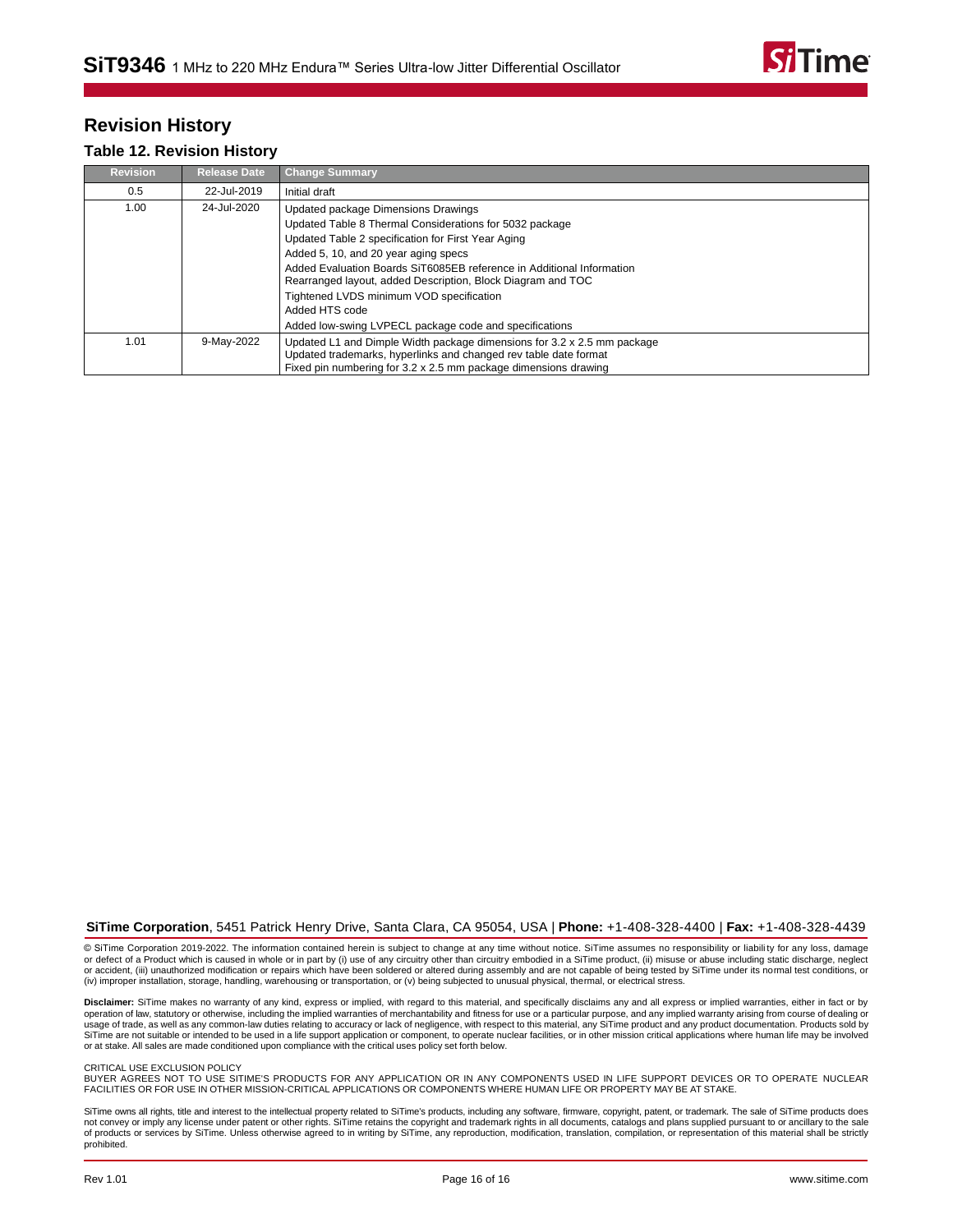## Revision History

### Table 12. Revision History

| Revision | Release Date | Change Summary |
|---|---|---|
| 0.5 | 22-Jul-2019 | Initial draft |
| 1.00 | 24-Jul-2020 | Updated package Dimensions Drawings<br>Updated Table 8 Thermal Considerations for 5032 package<br>Updated Table 2 specification for First Year Aging<br>Added 5, 10, and 20 year aging specs<br>Added Evaluation Boards SiT6085EB reference in Additional Information<br>Rearranged layout, added Description, Block Diagram and TOC<br>Tightened LVDS minimum VOD specification<br>Added HTS code<br>Added low-swing LVPECL package code and specifications |
| 1.01 | 9-May-2022 | Updated L1 and Dimple Width package dimensions for 3.2 x 2.5 mm package<br>Updated trademarks, hyperlinks and changed rev table date format<br>Fixed pin numbering for 3.2 x 2.5 mm package dimensions drawing |

**SiTime Corporation**, 5451 Patrick Henry Drive, Santa Clara, CA 95054, USA | **Phone:** +1-408-328-4400 | **Fax:** +1-408-328-4439

© SiTime Corporation 2019-2022. The information contained herein is subject to change at any time without notice. SiTime assumes no responsibility or liability for any loss, damage or defect of a Product which is caused in whole or in part by (i) use of any circuitry other than circuitry embodied in a SiTime product, (ii) misuse or abuse including static discharge, neglect or accident, (iii) unauthorized modification or repairs which have been soldered or altered during assembly and are not capable of being tested by SiTime under its normal test conditions, or (iv) improper installation, storage, handling, warehousing or transportation, or (v) being subjected to unusual physical, thermal, or electrical stress.

**Disclaimer:** SiTime makes no warranty of any kind, express or implied, with regard to this material, and specifically disclaims any and all express or implied warranties, either in fact or by operation of law, statutory or otherwise, including the implied warranties of merchantability and fitness for use or a particular purpose, and any implied warranty arising from course of dealing or usage of trade, as well as any common-law duties relating to accuracy or lack of negligence, with respect to this material, any SiTime product and any product documentation. Products sold by SiTime are not suitable or intended to be used in a life support application or component, to operate nuclear facilities, or in other mission critical applications where human life may be involved or at stake. All sales are made conditioned upon compliance with the critical uses policy set forth below.

CRITICAL USE EXCLUSION POLICY
BUYER AGREES NOT TO USE SITIME'S PRODUCTS FOR ANY APPLICATION OR IN ANY COMPONENTS USED IN LIFE SUPPORT DEVICES OR TO OPERATE NUCLEAR FACILITIES OR FOR USE IN OTHER MISSION-CRITICAL APPLICATIONS OR COMPONENTS WHERE HUMAN LIFE OR PROPERTY MAY BE AT STAKE.

SiTime owns all rights, title and interest to the intellectual property related to SiTime's products, including any software, firmware, copyright, patent, or trademark. The sale of SiTime products does not convey or imply any license under patent or other rights. SiTime retains the copyright and trademark rights in all documents, catalogs and plans supplied pursuant to or ancillary to the sale of products or services by SiTime. Unless otherwise agreed to in writing by SiTime, any reproduction, modification, translation, compilation, or representation of this material shall be strictly prohibited.